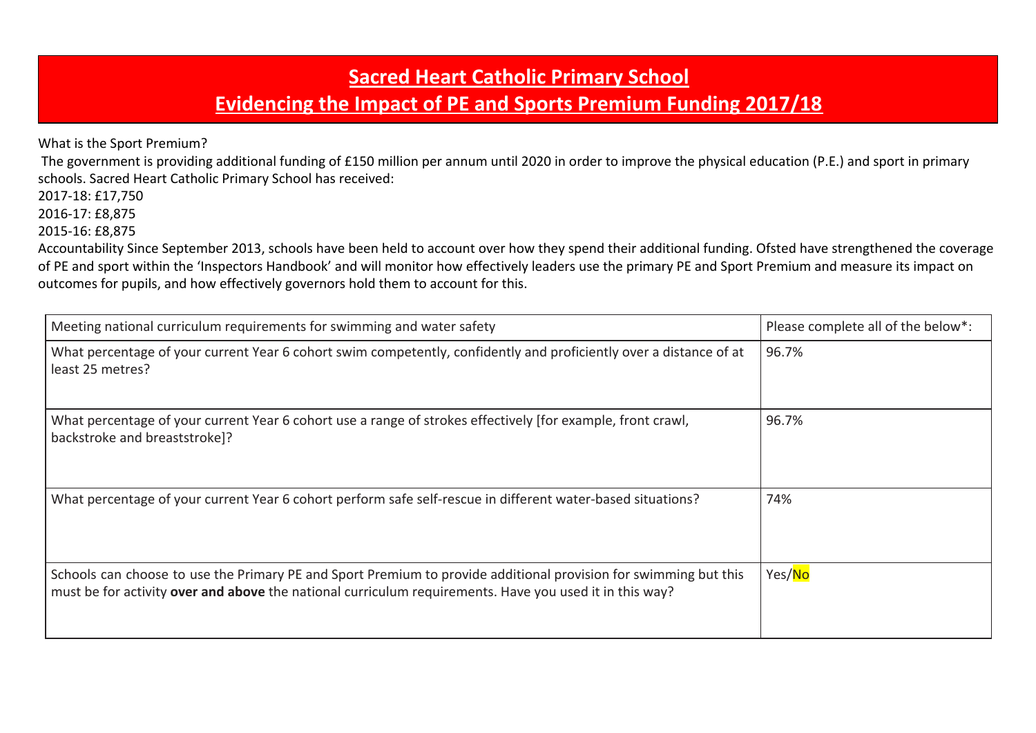# Sacred Heart Catholic Primary School

## Evidencing the Impact of PE and Sports Premium Funding 2017/18

What is the Sport Premium?

The government is providing additional funding of £150 million per annum until 2020 in order to improve the physical education (P.E.) and sport in primary schools. Sacred Heart Catholic Primary School has received:

2017-18: £17,750

2016-17: £8,875

2015-16: £8,875

Accountability Since September 2013, schools have been held to account over how they spend their additional funding. Ofsted have strengthened the coverage of PE and sport within the 'Inspectors Handbook' and will monitor how effectively leaders use the primary PE and Sport Premium and measure its impact on outcomes for pupils, and how effectively governors hold them to account for this.

| Meeting national curriculum requirements for swimming and water safety | Please complete all of the below*: |
|---|---|
| What percentage of your current Year 6 cohort swim competently, confidently and proficiently over a distance of at least 25 metres? | 96.7% |
| What percentage of your current Year 6 cohort use a range of strokes effectively [for example, front crawl, backstroke and breaststroke]? | 96.7% |
| What percentage of your current Year 6 cohort perform safe self-rescue in different water-based situations? | 74% |
| Schools can choose to use the Primary PE and Sport Premium to provide additional provision for swimming but this must be for activity **over and above** the national curriculum requirements. Have you used it in this way? | Yes/No |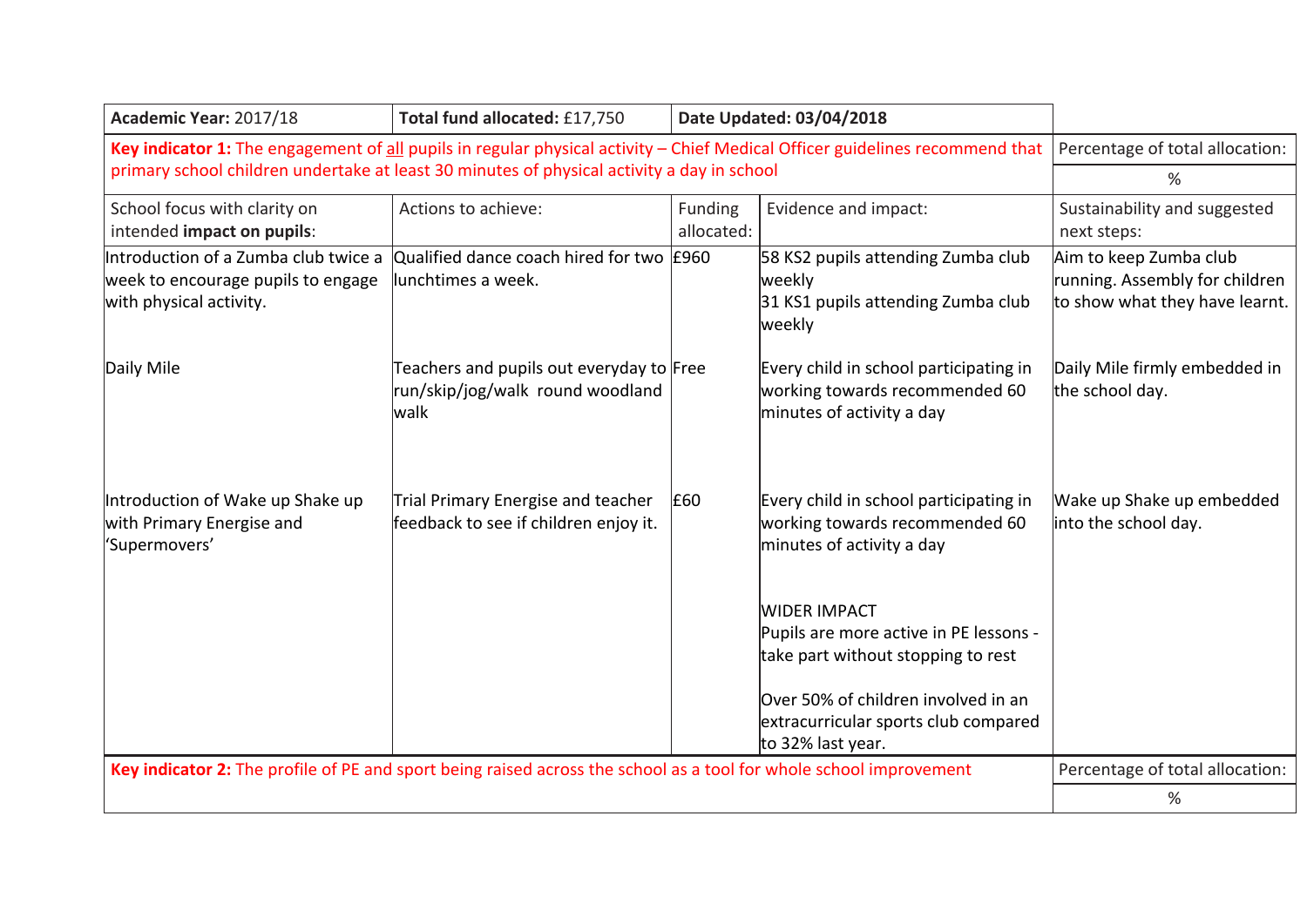| **Academic Year:** 2017/18 | **Total fund allocated:** £17,750 | **Date Updated: 03/04/2018** | | |
|---|---|---|---|---|
| **Key indicator 1:** The engagement of all pupils in regular physical activity – Chief Medical Officer guidelines recommend that primary school children undertake at least 30 minutes of physical activity a day in school | | | | Percentage of total allocation: % |
| School focus with clarity on intended **impact on pupils**: | Actions to achieve: | Funding allocated: | Evidence and impact: | Sustainability and suggested next steps: |
| Introduction of a Zumba club twice a week to encourage pupils to engage with physical activity. | Qualified dance coach hired for two lunchtimes a week. | £960 | 58 KS2 pupils attending Zumba club weekly<br>31 KS1 pupils attending Zumba club weekly | Aim to keep Zumba club running. Assembly for children to show what they have learnt. |
| Daily Mile | Teachers and pupils out everyday to run/skip/jog/walk round woodland walk | Free | Every child in school participating in working towards recommended 60 minutes of activity a day | Daily Mile firmly embedded in the school day. |
| Introduction of Wake up Shake up with Primary Energise and 'Supermovers' | Trial Primary Energise and teacher feedback to see if children enjoy it. | £60 | Every child in school participating in working towards recommended 60 minutes of activity a day<br><br>WIDER IMPACT<br>Pupils are more active in PE lessons - take part without stopping to rest<br><br>Over 50% of children involved in an extracurricular sports club compared to 32% last year. | Wake up Shake up embedded into the school day. |
| **Key indicator 2:** The profile of PE and sport being raised across the school as a tool for whole school improvement | | | | Percentage of total allocation: % |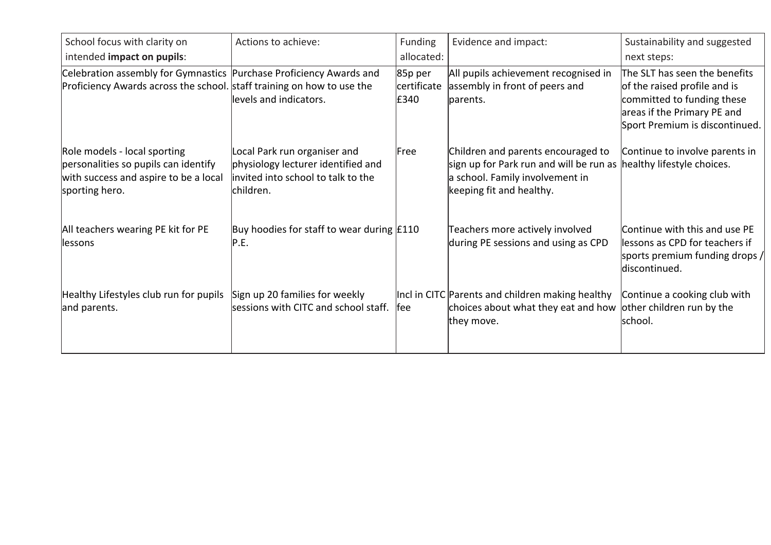| School focus with clarity on intended **impact on pupils**: | Actions to achieve: | Funding allocated: | Evidence and impact: | Sustainability and suggested next steps: |
|---|---|---|---|---|
| Celebration assembly for Gymnastics Proficiency Awards across the school. | Purchase Proficiency Awards and staff training on how to use the levels and indicators. | 85p per certificate £340 | All pupils achievement recognised in assembly in front of peers and parents. | The SLT has seen the benefits of the raised profile and is committed to funding these areas if the Primary PE and Sport Premium is discontinued. |
| Role models - local sporting personalities so pupils can identify with success and aspire to be a local sporting hero. | Local Park run organiser and physiology lecturer identified and invited into school to talk to the children. | Free | Children and parents encouraged to sign up for Park run and will be run as a school. Family involvement in keeping fit and healthy. | Continue to involve parents in healthy lifestyle choices. |
| All teachers wearing PE kit for PE lessons | Buy hoodies for staff to wear during P.E. | £110 | Teachers more actively involved during PE sessions and using as CPD | Continue with this and use PE lessons as CPD for teachers if sports premium funding drops / discontinued. |
| Healthy Lifestyles club run for pupils and parents. | Sign up 20 families for weekly sessions with CITC and school staff. | Incl in CITC fee | Parents and children making healthy choices about what they eat and how they move. | Continue a cooking club with other children run by the school. |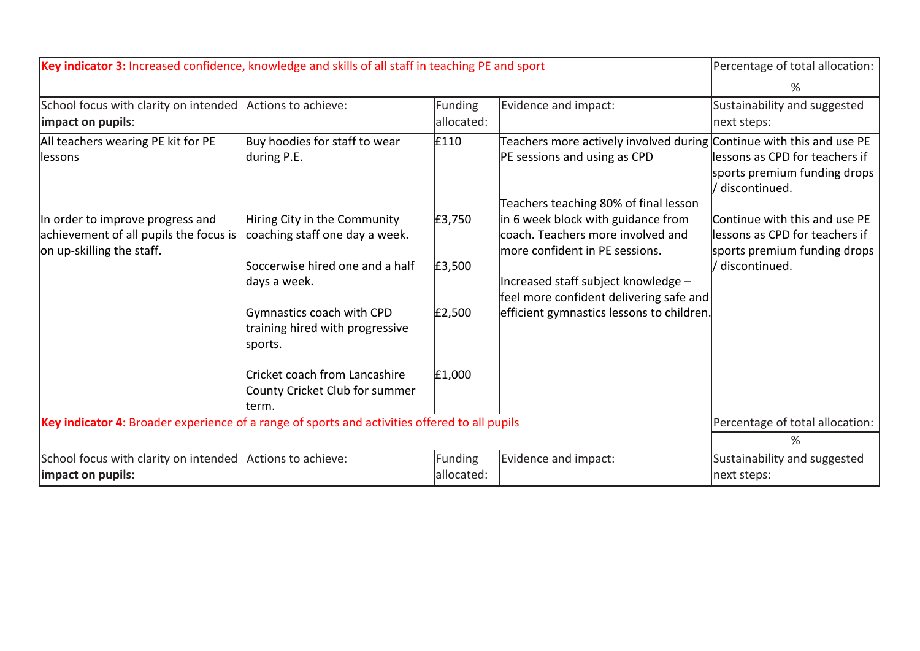| **Key indicator 3:** Increased confidence, knowledge and skills of all staff in teaching PE and sport | | | | Percentage of total allocation: |
|---|---|---|---|---|
| | | | | % |
| School focus with clarity on intended **impact on pupils**: | Actions to achieve: | Funding allocated: | Evidence and impact: | Sustainability and suggested next steps: |
| All teachers wearing PE kit for PE lessons<br><br>In order to improve progress and achievement of all pupils the focus is on up-skilling the staff. | Buy hoodies for staff to wear during P.E.<br><br>Hiring City in the Community coaching staff one day a week.<br><br>Soccerwise hired one and a half days a week.<br><br>Gymnastics coach with CPD training hired with progressive sports.<br><br>Cricket coach from Lancashire County Cricket Club for summer term. | £110<br><br>£3,750<br><br>£3,500<br><br>£2,500<br><br>£1,000 | Teachers more actively involved during PE sessions and using as CPD<br><br>Teachers teaching 80% of final lesson in 6 week block with guidance from coach. Teachers more involved and more confident in PE sessions.<br><br>Increased staff subject knowledge – feel more confident delivering safe and efficient gymnastics lessons to children. | Continue with this and use PE lessons as CPD for teachers if sports premium funding drops / discontinued.<br><br>Continue with this and use PE lessons as CPD for teachers if sports premium funding drops / discontinued. |

| **Key indicator 4:** Broader experience of a range of sports and activities offered to all pupils | | | | Percentage of total allocation: |
|---|---|---|---|---|
| | | | | % |
| School focus with clarity on intended **impact on pupils:** | Actions to achieve: | Funding allocated: | Evidence and impact: | Sustainability and suggested next steps: |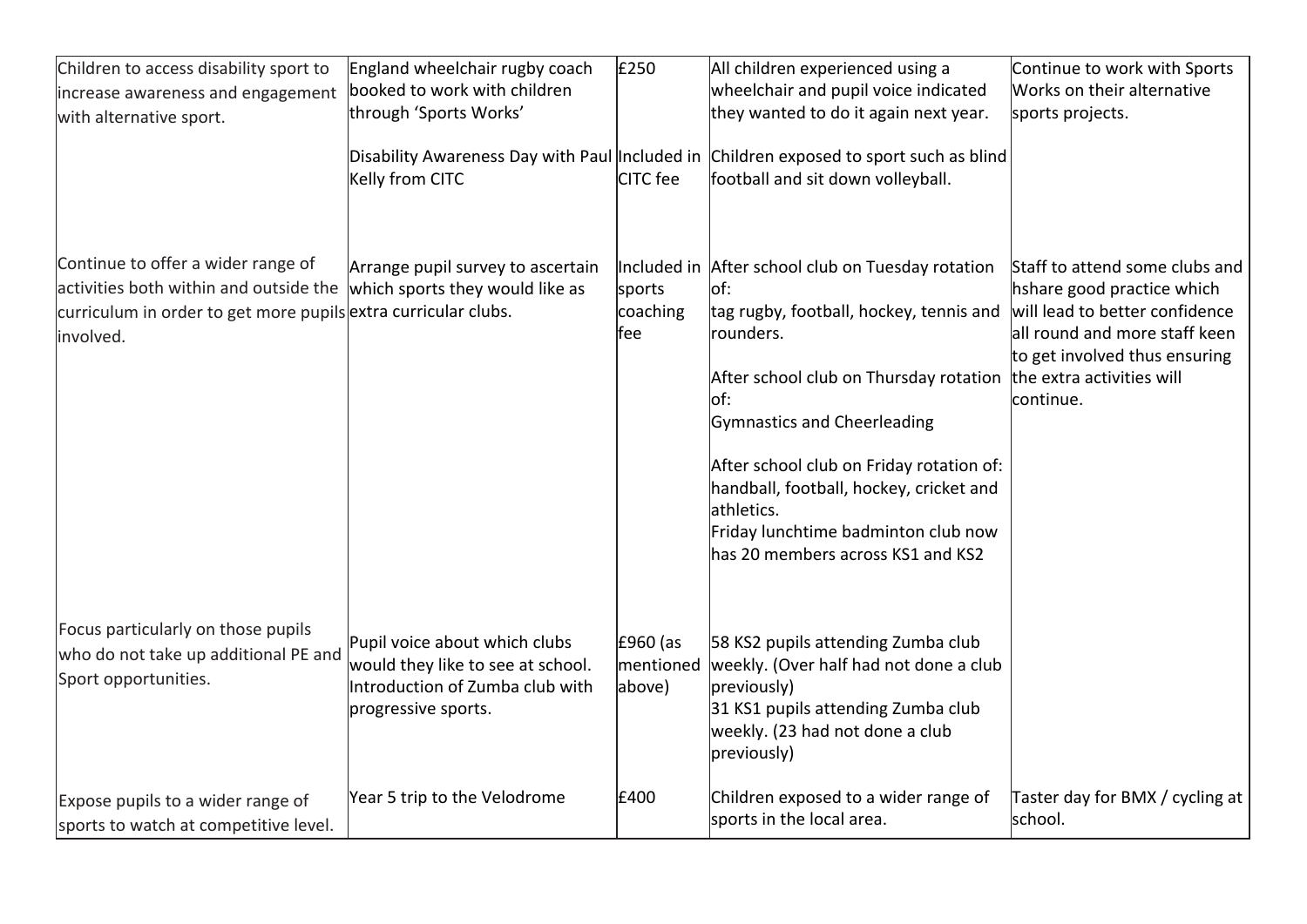| | | | | |
|---|---|---|---|---|
| Children to access disability sport to increase awareness and engagement with alternative sport. | England wheelchair rugby coach booked to work with children through 'Sports Works'<br><br>Disability Awareness Day with Paul Kelly from CITC | £250<br><br>Included in CITC fee | All children experienced using a wheelchair and pupil voice indicated they wanted to do it again next year.<br><br>Children exposed to sport such as blind football and sit down volleyball. | Continue to work with Sports Works on their alternative sports projects. |
| Continue to offer a wider range of activities both within and outside the curriculum in order to get more pupils involved. | Arrange pupil survey to ascertain which sports they would like as extra curricular clubs. | Included in sports coaching fee | After school club on Tuesday rotation of:<br>tag rugby, football, hockey, tennis and rounders.<br><br>After school club on Thursday rotation of:<br>Gymnastics and Cheerleading<br><br>After school club on Friday rotation of: handball, football, hockey, cricket and athletics.<br>Friday lunchtime badminton club now has 20 members across KS1 and KS2 | Staff to attend some clubs and hshare good practice which will lead to better confidence all round and more staff keen to get involved thus ensuring the extra activities will continue. |
| Focus particularly on those pupils who do not take up additional PE and Sport opportunities. | Pupil voice about which clubs would they like to see at school.<br>Introduction of Zumba club with progressive sports. | £960 (as mentioned above) | 58 KS2 pupils attending Zumba club weekly. (Over half had not done a club previously)<br>31 KS1 pupils attending Zumba club weekly. (23 had not done a club previously) | |
| Expose pupils to a wider range of sports to watch at competitive level. | Year 5 trip to the Velodrome | £400 | Children exposed to a wider range of sports in the local area. | Taster day for BMX / cycling at school. |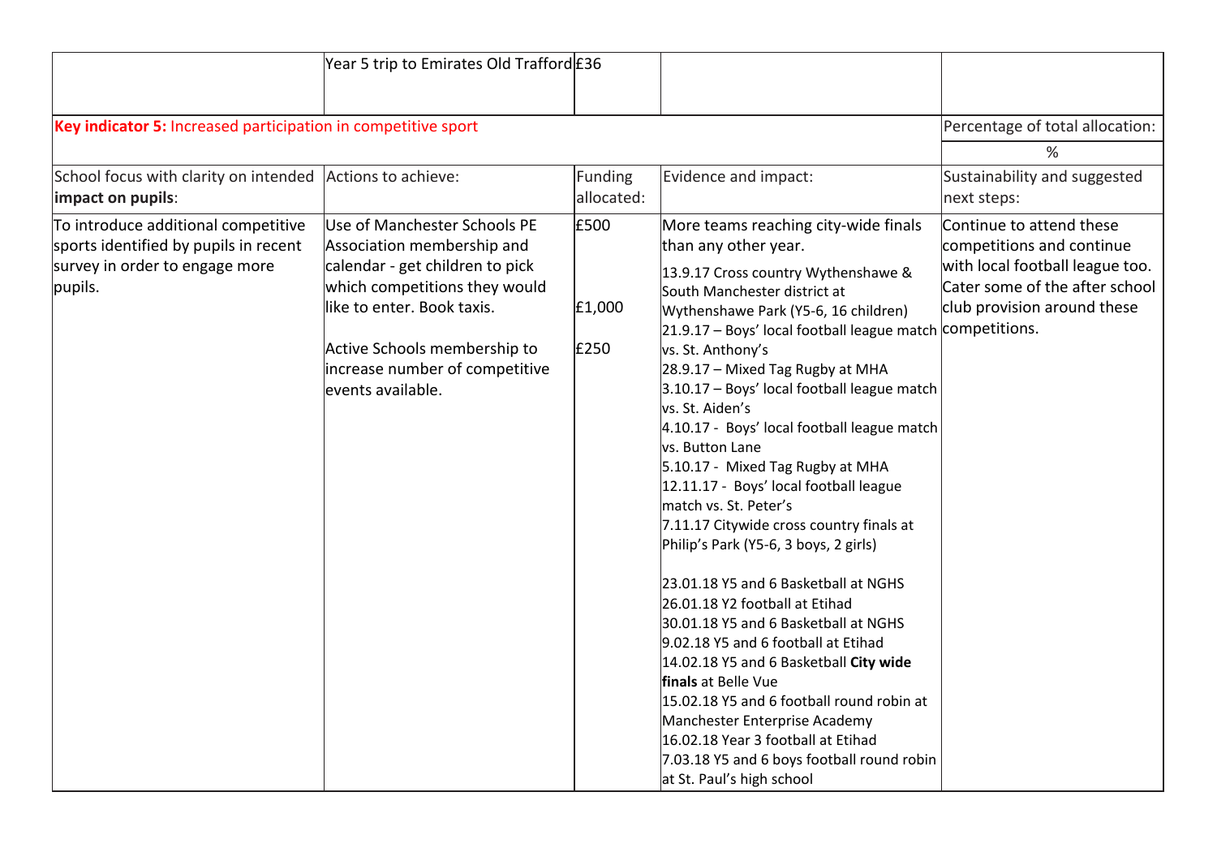| | Year 5 trip to Emirates Old Trafford | £36 | | |
|---|---|---|---|---|
| **Key indicator 5:** Increased participation in competitive sport | | | | Percentage of total allocation: |
| | | | | % |
| School focus with clarity on intended **impact on pupils**: | Actions to achieve: | Funding allocated: | Evidence and impact: | Sustainability and suggested next steps: |
| To introduce additional competitive sports identified by pupils in recent survey in order to engage more pupils. | Use of Manchester Schools PE Association membership and calendar - get children to pick which competitions they would like to enter. Book taxis.<br><br>Active Schools membership to increase number of competitive events available. | £500<br><br>£1,000<br><br>£250 | More teams reaching city-wide finals than any other year.<br>13.9.17 Cross country Wythenshawe & South Manchester district at Wythenshawe Park (Y5-6, 16 children)<br>21.9.17 – Boys' local football league match vs. St. Anthony's<br>28.9.17 – Mixed Tag Rugby at MHA<br>3.10.17 – Boys' local football league match vs. St. Aiden's<br>4.10.17 - Boys' local football league match vs. Button Lane<br>5.10.17 - Mixed Tag Rugby at MHA<br>12.11.17 - Boys' local football league match vs. St. Peter's<br>7.11.17 Citywide cross country finals at Philip's Park (Y5-6, 3 boys, 2 girls)<br><br>23.01.18 Y5 and 6 Basketball at NGHS<br>26.01.18 Y2 football at Etihad<br>30.01.18 Y5 and 6 Basketball at NGHS<br>9.02.18 Y5 and 6 football at Etihad<br>14.02.18 Y5 and 6 Basketball **City wide finals** at Belle Vue<br>15.02.18 Y5 and 6 football round robin at Manchester Enterprise Academy<br>16.02.18 Year 3 football at Etihad<br>7.03.18 Y5 and 6 boys football round robin at St. Paul's high school | Continue to attend these competitions and continue with local football league too. Cater some of the after school club provision around these competitions. |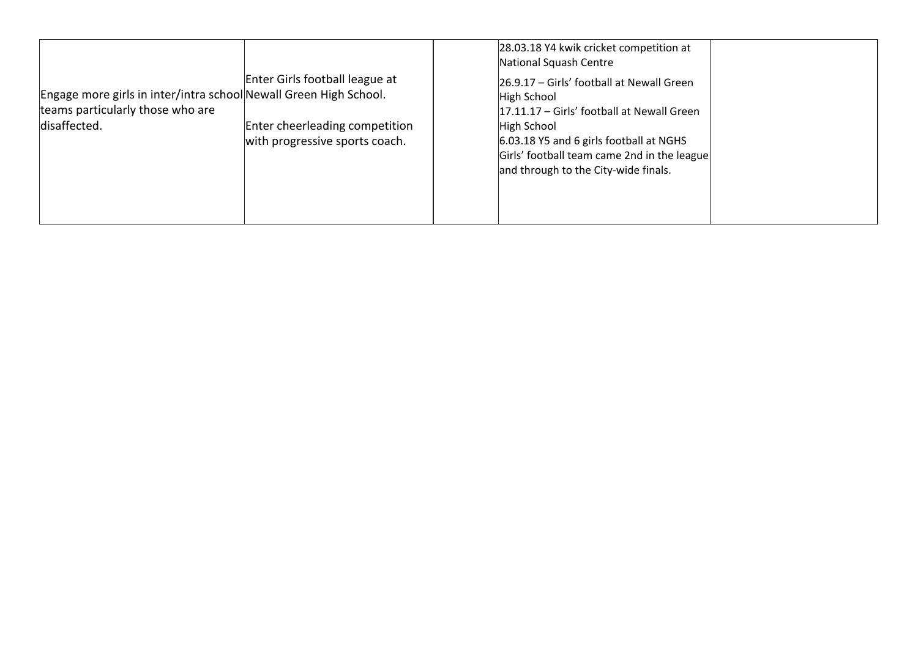| | | | | |
|---|---|---|---|---|
| Engage more girls in inter/intra school teams particularly those who are disaffected. | Enter Girls football league at Newall Green High School.<br><br>Enter cheerleading competition with progressive sports coach. | | 28.03.18 Y4 kwik cricket competition at National Squash Centre<br>26.9.17 – Girls' football at Newall Green High School<br>17.11.17 – Girls' football at Newall Green High School<br>6.03.18 Y5 and 6 girls football at NGHS<br>Girls' football team came 2nd in the league and through to the City-wide finals. | |